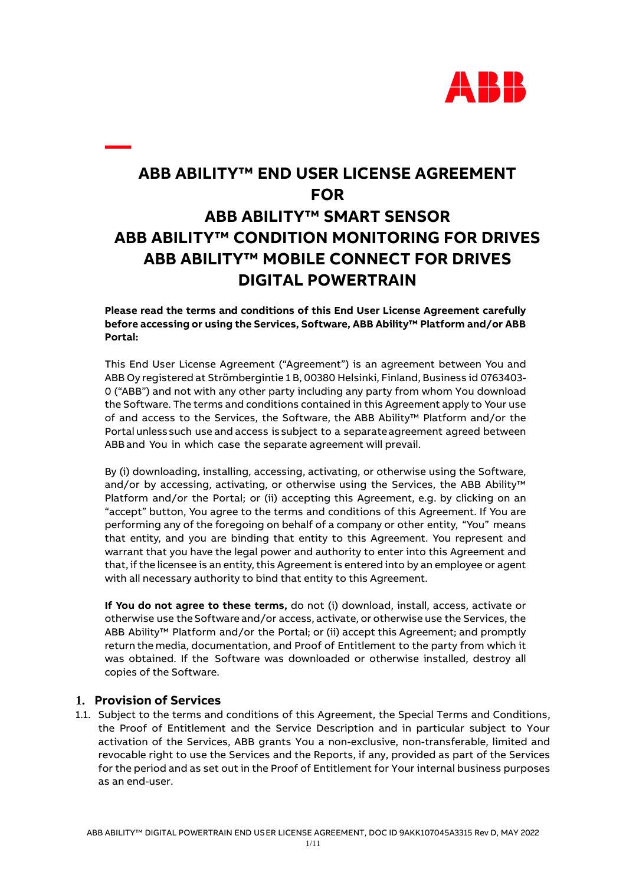# ABB ABILITY™ END USER LICENSE AGREEMENT FOR ABB ABILITY™ SMART SENSOR ABB ABILITY™ CONDITION MONITORING FOR DRIVES ABB ABILITY™ MOBILE CONNECT FOR DRIVES DIGITAL POWERTRAIN

**Please read the terms and conditions of this End User License Agreement carefully before accessing or using the Services, Software, ABB Ability™ Platform and/or ABB Portal:**

This End User License Agreement ("Agreement") is an agreement between You and ABB Oy registered at Strömbergintie 1 B, 00380 Helsinki, Finland, Business id 0763403-0 ("ABB") and not with any other party including any party from whom You download the Software. The terms and conditions contained in this Agreement apply to Your use of and access to the Services, the Software, the ABB Ability™ Platform and/or the Portal unless such use and access is subject to a separate agreement agreed between ABB and You in which case the separate agreement will prevail.

By (i) downloading, installing, accessing, activating, or otherwise using the Software, and/or by accessing, activating, or otherwise using the Services, the ABB Ability™ Platform and/or the Portal; or (ii) accepting this Agreement, e.g. by clicking on an "accept" button, You agree to the terms and conditions of this Agreement. If You are performing any of the foregoing on behalf of a company or other entity, "You" means that entity, and you are binding that entity to this Agreement. You represent and warrant that you have the legal power and authority to enter into this Agreement and that, if the licensee is an entity, this Agreement is entered into by an employee or agent with all necessary authority to bind that entity to this Agreement.

**If You do not agree to these terms,** do not (i) download, install, access, activate or otherwise use the Software and/or access, activate, or otherwise use the Services, the ABB Ability™ Platform and/or the Portal; or (ii) accept this Agreement; and promptly return the media, documentation, and Proof of Entitlement to the party from which it was obtained. If the Software was downloaded or otherwise installed, destroy all copies of the Software.

## 1. Provision of Services

1.1. Subject to the terms and conditions of this Agreement, the Special Terms and Conditions, the Proof of Entitlement and the Service Description and in particular subject to Your activation of the Services, ABB grants You a non-exclusive, non-transferable, limited and revocable right to use the Services and the Reports, if any, provided as part of the Services for the period and as set out in the Proof of Entitlement for Your internal business purposes as an end-user.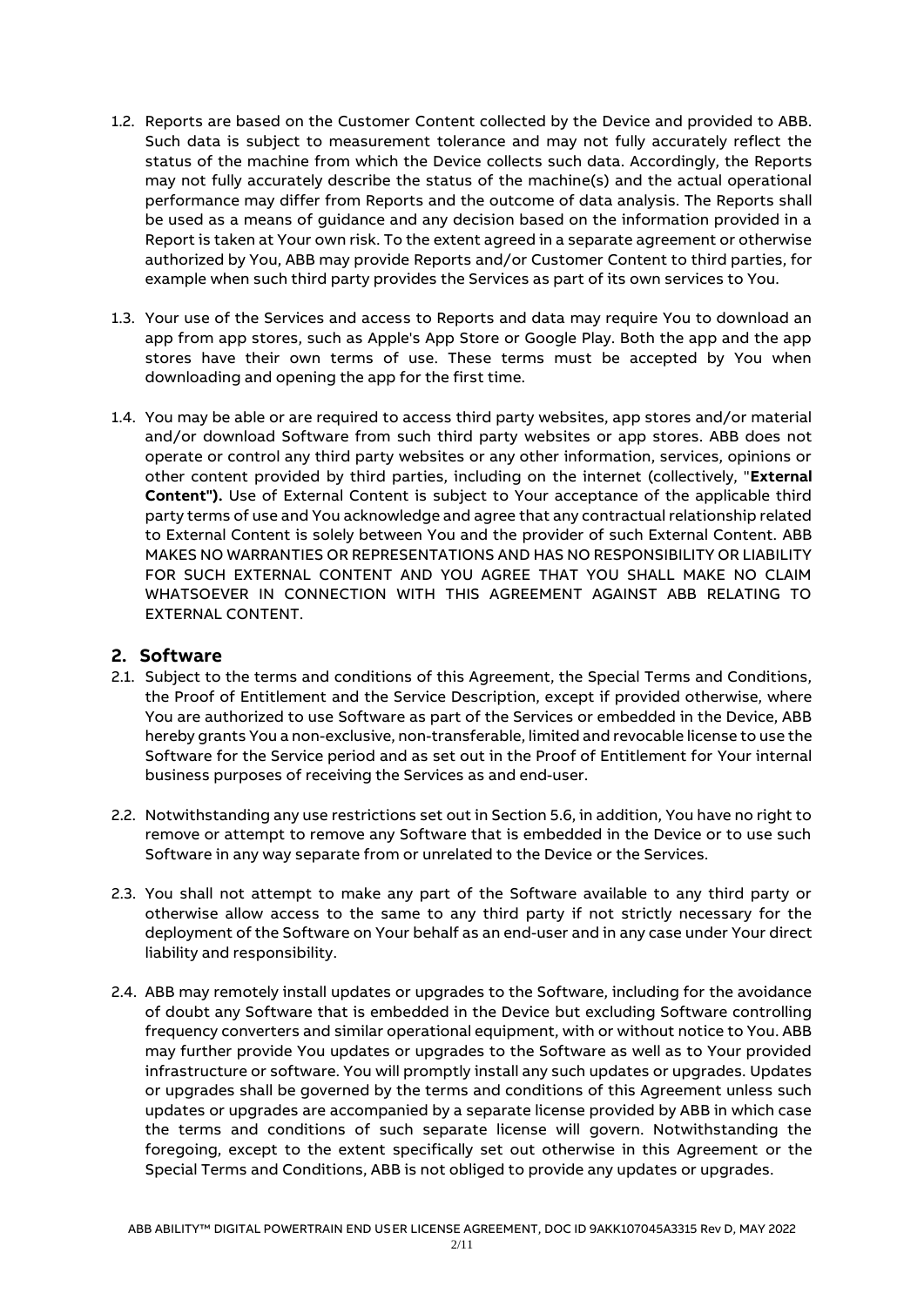1.2. Reports are based on the Customer Content collected by the Device and provided to ABB. Such data is subject to measurement tolerance and may not fully accurately reflect the status of the machine from which the Device collects such data. Accordingly, the Reports may not fully accurately describe the status of the machine(s) and the actual operational performance may differ from Reports and the outcome of data analysis. The Reports shall be used as a means of guidance and any decision based on the information provided in a Report is taken at Your own risk. To the extent agreed in a separate agreement or otherwise authorized by You, ABB may provide Reports and/or Customer Content to third parties, for example when such third party provides the Services as part of its own services to You.

1.3. Your use of the Services and access to Reports and data may require You to download an app from app stores, such as Apple's App Store or Google Play. Both the app and the app stores have their own terms of use. These terms must be accepted by You when downloading and opening the app for the first time.

1.4. You may be able or are required to access third party websites, app stores and/or material and/or download Software from such third party websites or app stores. ABB does not operate or control any third party websites or any other information, services, opinions or other content provided by third parties, including on the internet (collectively, "**External Content").** Use of External Content is subject to Your acceptance of the applicable third party terms of use and You acknowledge and agree that any contractual relationship related to External Content is solely between You and the provider of such External Content. ABB MAKES NO WARRANTIES OR REPRESENTATIONS AND HAS NO RESPONSIBILITY OR LIABILITY FOR SUCH EXTERNAL CONTENT AND YOU AGREE THAT YOU SHALL MAKE NO CLAIM WHATSOEVER IN CONNECTION WITH THIS AGREEMENT AGAINST ABB RELATING TO EXTERNAL CONTENT.

## 2. Software

2.1. Subject to the terms and conditions of this Agreement, the Special Terms and Conditions, the Proof of Entitlement and the Service Description, except if provided otherwise, where You are authorized to use Software as part of the Services or embedded in the Device, ABB hereby grants You a non-exclusive, non-transferable, limited and revocable license to use the Software for the Service period and as set out in the Proof of Entitlement for Your internal business purposes of receiving the Services as and end-user.

2.2. Notwithstanding any use restrictions set out in Section 5.6, in addition, You have no right to remove or attempt to remove any Software that is embedded in the Device or to use such Software in any way separate from or unrelated to the Device or the Services.

2.3. You shall not attempt to make any part of the Software available to any third party or otherwise allow access to the same to any third party if not strictly necessary for the deployment of the Software on Your behalf as an end-user and in any case under Your direct liability and responsibility.

2.4. ABB may remotely install updates or upgrades to the Software, including for the avoidance of doubt any Software that is embedded in the Device but excluding Software controlling frequency converters and similar operational equipment, with or without notice to You. ABB may further provide You updates or upgrades to the Software as well as to Your provided infrastructure or software. You will promptly install any such updates or upgrades. Updates or upgrades shall be governed by the terms and conditions of this Agreement unless such updates or upgrades are accompanied by a separate license provided by ABB in which case the terms and conditions of such separate license will govern. Notwithstanding the foregoing, except to the extent specifically set out otherwise in this Agreement or the Special Terms and Conditions, ABB is not obliged to provide any updates or upgrades.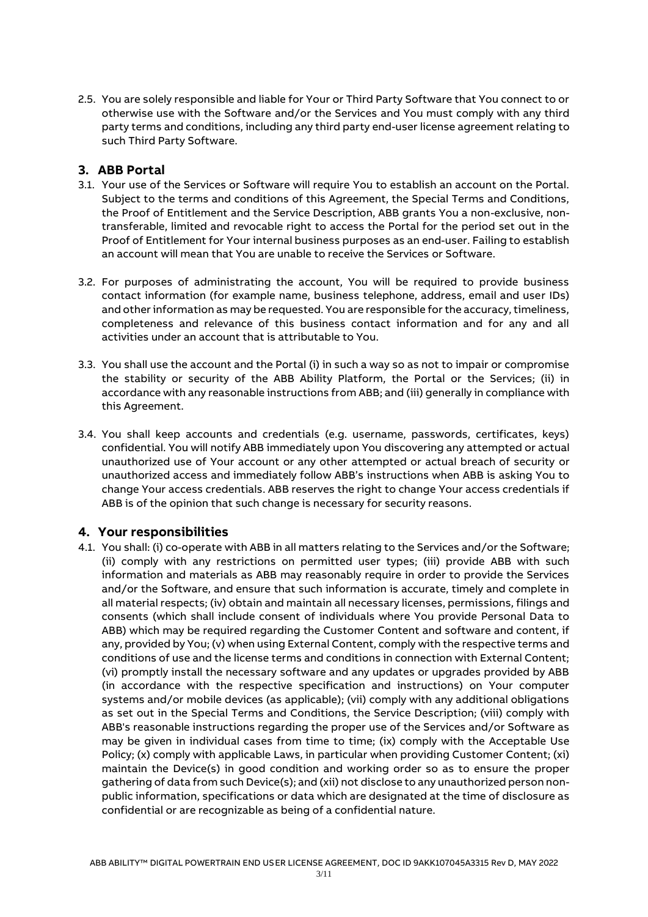2.5. You are solely responsible and liable for Your or Third Party Software that You connect to or otherwise use with the Software and/or the Services and You must comply with any third party terms and conditions, including any third party end-user license agreement relating to such Third Party Software.

## 3. ABB Portal

3.1. Your use of the Services or Software will require You to establish an account on the Portal. Subject to the terms and conditions of this Agreement, the Special Terms and Conditions, the Proof of Entitlement and the Service Description, ABB grants You a non-exclusive, non-transferable, limited and revocable right to access the Portal for the period set out in the Proof of Entitlement for Your internal business purposes as an end-user. Failing to establish an account will mean that You are unable to receive the Services or Software.

3.2. For purposes of administrating the account, You will be required to provide business contact information (for example name, business telephone, address, email and user IDs) and other information as may be requested. You are responsible for the accuracy, timeliness, completeness and relevance of this business contact information and for any and all activities under an account that is attributable to You.

3.3. You shall use the account and the Portal (i) in such a way so as not to impair or compromise the stability or security of the ABB Ability Platform, the Portal or the Services; (ii) in accordance with any reasonable instructions from ABB; and (iii) generally in compliance with this Agreement.

3.4. You shall keep accounts and credentials (e.g. username, passwords, certificates, keys) confidential. You will notify ABB immediately upon You discovering any attempted or actual unauthorized use of Your account or any other attempted or actual breach of security or unauthorized access and immediately follow ABB's instructions when ABB is asking You to change Your access credentials. ABB reserves the right to change Your access credentials if ABB is of the opinion that such change is necessary for security reasons.

## 4. Your responsibilities

4.1. You shall: (i) co-operate with ABB in all matters relating to the Services and/or the Software; (ii) comply with any restrictions on permitted user types; (iii) provide ABB with such information and materials as ABB may reasonably require in order to provide the Services and/or the Software, and ensure that such information is accurate, timely and complete in all material respects; (iv) obtain and maintain all necessary licenses, permissions, filings and consents (which shall include consent of individuals where You provide Personal Data to ABB) which may be required regarding the Customer Content and software and content, if any, provided by You; (v) when using External Content, comply with the respective terms and conditions of use and the license terms and conditions in connection with External Content; (vi) promptly install the necessary software and any updates or upgrades provided by ABB (in accordance with the respective specification and instructions) on Your computer systems and/or mobile devices (as applicable); (vii) comply with any additional obligations as set out in the Special Terms and Conditions, the Service Description; (viii) comply with ABB's reasonable instructions regarding the proper use of the Services and/or Software as may be given in individual cases from time to time; (ix) comply with the Acceptable Use Policy; (x) comply with applicable Laws, in particular when providing Customer Content; (xi) maintain the Device(s) in good condition and working order so as to ensure the proper gathering of data from such Device(s); and (xii) not disclose to any unauthorized person non-public information, specifications or data which are designated at the time of disclosure as confidential or are recognizable as being of a confidential nature.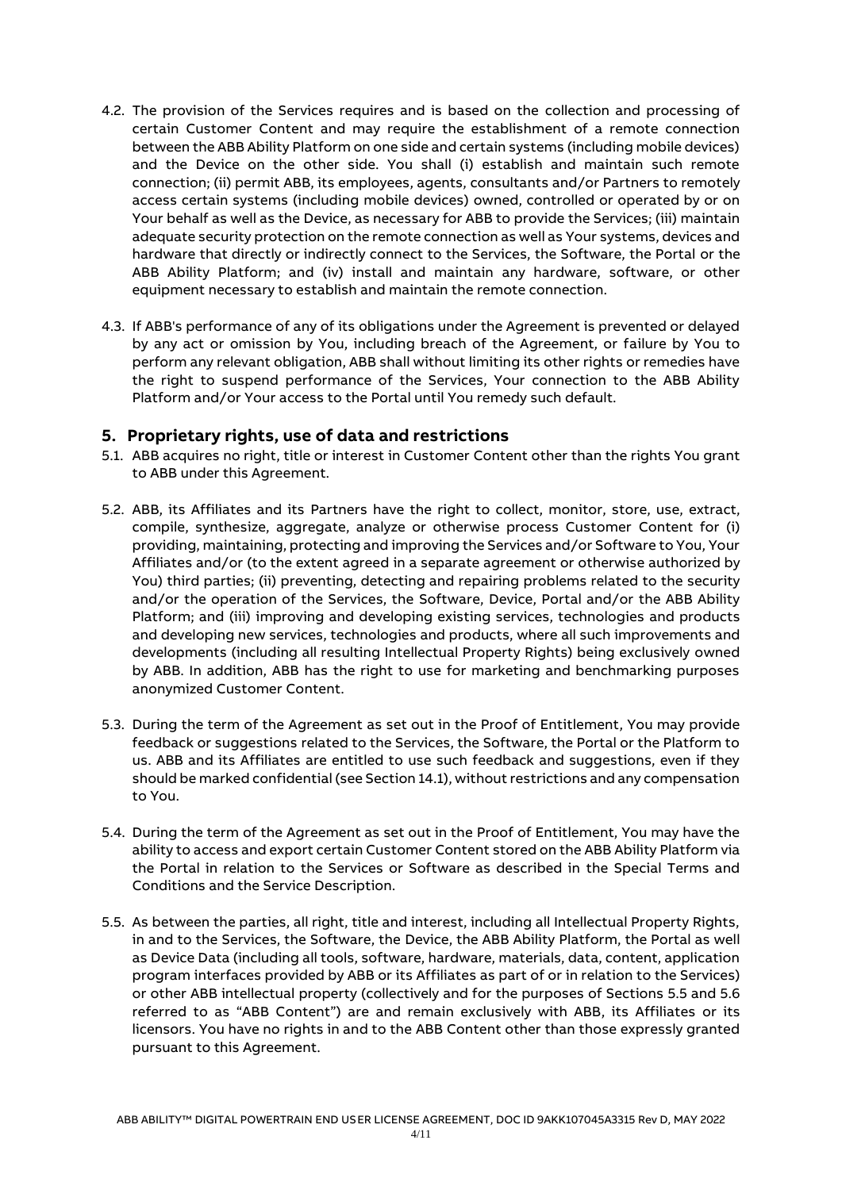4.2. The provision of the Services requires and is based on the collection and processing of certain Customer Content and may require the establishment of a remote connection between the ABB Ability Platform on one side and certain systems (including mobile devices) and the Device on the other side. You shall (i) establish and maintain such remote connection; (ii) permit ABB, its employees, agents, consultants and/or Partners to remotely access certain systems (including mobile devices) owned, controlled or operated by or on Your behalf as well as the Device, as necessary for ABB to provide the Services; (iii) maintain adequate security protection on the remote connection as well as Your systems, devices and hardware that directly or indirectly connect to the Services, the Software, the Portal or the ABB Ability Platform; and (iv) install and maintain any hardware, software, or other equipment necessary to establish and maintain the remote connection.

4.3. If ABB's performance of any of its obligations under the Agreement is prevented or delayed by any act or omission by You, including breach of the Agreement, or failure by You to perform any relevant obligation, ABB shall without limiting its other rights or remedies have the right to suspend performance of the Services, Your connection to the ABB Ability Platform and/or Your access to the Portal until You remedy such default.

## 5. Proprietary rights, use of data and restrictions

5.1. ABB acquires no right, title or interest in Customer Content other than the rights You grant to ABB under this Agreement.

5.2. ABB, its Affiliates and its Partners have the right to collect, monitor, store, use, extract, compile, synthesize, aggregate, analyze or otherwise process Customer Content for (i) providing, maintaining, protecting and improving the Services and/or Software to You, Your Affiliates and/or (to the extent agreed in a separate agreement or otherwise authorized by You) third parties; (ii) preventing, detecting and repairing problems related to the security and/or the operation of the Services, the Software, Device, Portal and/or the ABB Ability Platform; and (iii) improving and developing existing services, technologies and products and developing new services, technologies and products, where all such improvements and developments (including all resulting Intellectual Property Rights) being exclusively owned by ABB. In addition, ABB has the right to use for marketing and benchmarking purposes anonymized Customer Content.

5.3. During the term of the Agreement as set out in the Proof of Entitlement, You may provide feedback or suggestions related to the Services, the Software, the Portal or the Platform to us. ABB and its Affiliates are entitled to use such feedback and suggestions, even if they should be marked confidential (see Section 14.1), without restrictions and any compensation to You.

5.4. During the term of the Agreement as set out in the Proof of Entitlement, You may have the ability to access and export certain Customer Content stored on the ABB Ability Platform via the Portal in relation to the Services or Software as described in the Special Terms and Conditions and the Service Description.

5.5. As between the parties, all right, title and interest, including all Intellectual Property Rights, in and to the Services, the Software, the Device, the ABB Ability Platform, the Portal as well as Device Data (including all tools, software, hardware, materials, data, content, application program interfaces provided by ABB or its Affiliates as part of or in relation to the Services) or other ABB intellectual property (collectively and for the purposes of Sections 5.5 and 5.6 referred to as "ABB Content") are and remain exclusively with ABB, its Affiliates or its licensors. You have no rights in and to the ABB Content other than those expressly granted pursuant to this Agreement.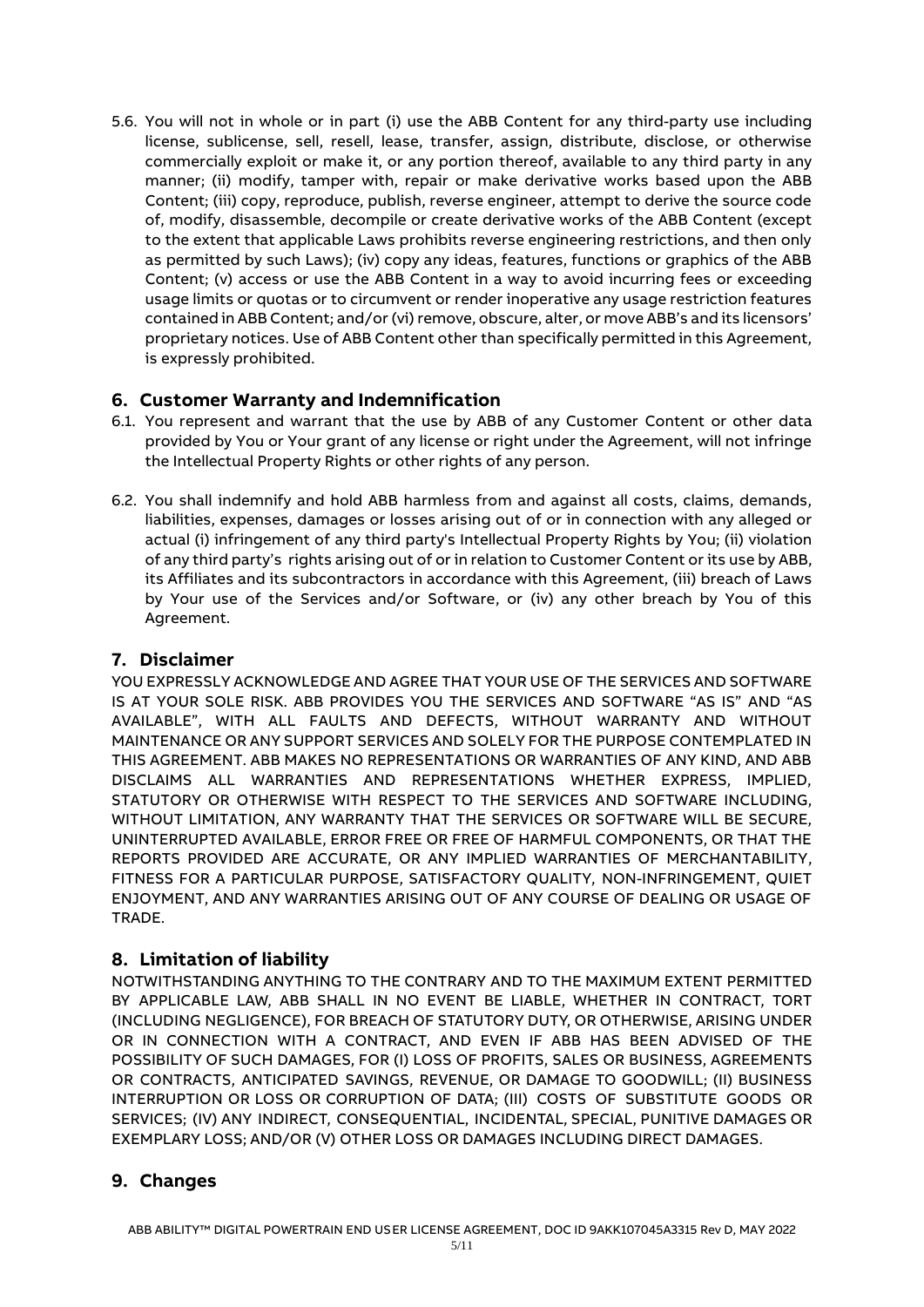5.6. You will not in whole or in part (i) use the ABB Content for any third-party use including license, sublicense, sell, resell, lease, transfer, assign, distribute, disclose, or otherwise commercially exploit or make it, or any portion thereof, available to any third party in any manner; (ii) modify, tamper with, repair or make derivative works based upon the ABB Content; (iii) copy, reproduce, publish, reverse engineer, attempt to derive the source code of, modify, disassemble, decompile or create derivative works of the ABB Content (except to the extent that applicable Laws prohibits reverse engineering restrictions, and then only as permitted by such Laws); (iv) copy any ideas, features, functions or graphics of the ABB Content; (v) access or use the ABB Content in a way to avoid incurring fees or exceeding usage limits or quotas or to circumvent or render inoperative any usage restriction features contained in ABB Content; and/or (vi) remove, obscure, alter, or move ABB's and its licensors' proprietary notices. Use of ABB Content other than specifically permitted in this Agreement, is expressly prohibited.

## 6. Customer Warranty and Indemnification

6.1. You represent and warrant that the use by ABB of any Customer Content or other data provided by You or Your grant of any license or right under the Agreement, will not infringe the Intellectual Property Rights or other rights of any person.

6.2. You shall indemnify and hold ABB harmless from and against all costs, claims, demands, liabilities, expenses, damages or losses arising out of or in connection with any alleged or actual (i) infringement of any third party's Intellectual Property Rights by You; (ii) violation of any third party's rights arising out of or in relation to Customer Content or its use by ABB, its Affiliates and its subcontractors in accordance with this Agreement, (iii) breach of Laws by Your use of the Services and/or Software, or (iv) any other breach by You of this Agreement.

## 7. Disclaimer

YOU EXPRESSLY ACKNOWLEDGE AND AGREE THAT YOUR USE OF THE SERVICES AND SOFTWARE IS AT YOUR SOLE RISK. ABB PROVIDES YOU THE SERVICES AND SOFTWARE "AS IS" AND "AS AVAILABLE", WITH ALL FAULTS AND DEFECTS, WITHOUT WARRANTY AND WITHOUT MAINTENANCE OR ANY SUPPORT SERVICES AND SOLELY FOR THE PURPOSE CONTEMPLATED IN THIS AGREEMENT. ABB MAKES NO REPRESENTATIONS OR WARRANTIES OF ANY KIND, AND ABB DISCLAIMS ALL WARRANTIES AND REPRESENTATIONS WHETHER EXPRESS, IMPLIED, STATUTORY OR OTHERWISE WITH RESPECT TO THE SERVICES AND SOFTWARE INCLUDING, WITHOUT LIMITATION, ANY WARRANTY THAT THE SERVICES OR SOFTWARE WILL BE SECURE, UNINTERRUPTED AVAILABLE, ERROR FREE OR FREE OF HARMFUL COMPONENTS, OR THAT THE REPORTS PROVIDED ARE ACCURATE, OR ANY IMPLIED WARRANTIES OF MERCHANTABILITY, FITNESS FOR A PARTICULAR PURPOSE, SATISFACTORY QUALITY, NON-INFRINGEMENT, QUIET ENJOYMENT, AND ANY WARRANTIES ARISING OUT OF ANY COURSE OF DEALING OR USAGE OF TRADE.

## 8. Limitation of liability

NOTWITHSTANDING ANYTHING TO THE CONTRARY AND TO THE MAXIMUM EXTENT PERMITTED BY APPLICABLE LAW, ABB SHALL IN NO EVENT BE LIABLE, WHETHER IN CONTRACT, TORT (INCLUDING NEGLIGENCE), FOR BREACH OF STATUTORY DUTY, OR OTHERWISE, ARISING UNDER OR IN CONNECTION WITH A CONTRACT, AND EVEN IF ABB HAS BEEN ADVISED OF THE POSSIBILITY OF SUCH DAMAGES, FOR (I) LOSS OF PROFITS, SALES OR BUSINESS, AGREEMENTS OR CONTRACTS, ANTICIPATED SAVINGS, REVENUE, OR DAMAGE TO GOODWILL; (II) BUSINESS INTERRUPTION OR LOSS OR CORRUPTION OF DATA; (III) COSTS OF SUBSTITUTE GOODS OR SERVICES; (IV) ANY INDIRECT, CONSEQUENTIAL, INCIDENTAL, SPECIAL, PUNITIVE DAMAGES OR EXEMPLARY LOSS; AND/OR (V) OTHER LOSS OR DAMAGES INCLUDING DIRECT DAMAGES.

## 9. Changes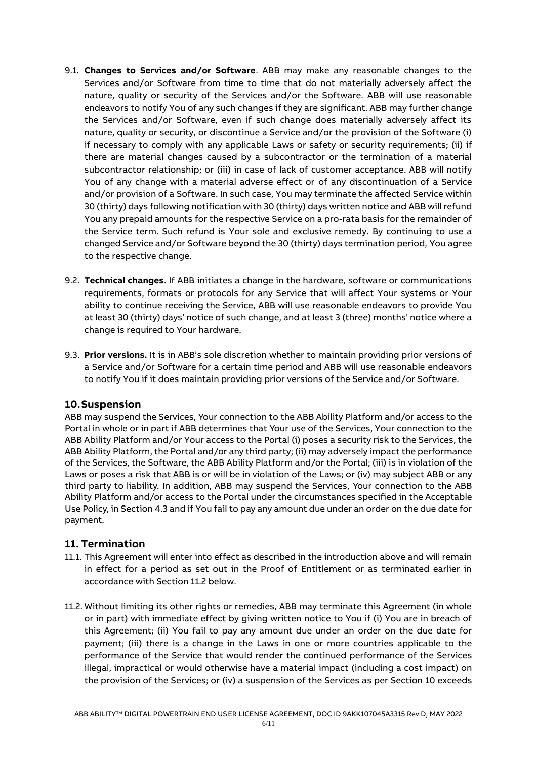9.1. **Changes to Services and/or Software**. ABB may make any reasonable changes to the Services and/or Software from time to time that do not materially adversely affect the nature, quality or security of the Services and/or the Software. ABB will use reasonable endeavors to notify You of any such changes if they are significant. ABB may further change the Services and/or Software, even if such change does materially adversely affect its nature, quality or security, or discontinue a Service and/or the provision of the Software (i) if necessary to comply with any applicable Laws or safety or security requirements; (ii) if there are material changes caused by a subcontractor or the termination of a material subcontractor relationship; or (iii) in case of lack of customer acceptance. ABB will notify You of any change with a material adverse effect or of any discontinuation of a Service and/or provision of a Software. In such case, You may terminate the affected Service within 30 (thirty) days following notification with 30 (thirty) days written notice and ABB will refund You any prepaid amounts for the respective Service on a pro-rata basis for the remainder of the Service term. Such refund is Your sole and exclusive remedy. By continuing to use a changed Service and/or Software beyond the 30 (thirty) days termination period, You agree to the respective change.

9.2. **Technical changes**. If ABB initiates a change in the hardware, software or communications requirements, formats or protocols for any Service that will affect Your systems or Your ability to continue receiving the Service, ABB will use reasonable endeavors to provide You at least 30 (thirty) days' notice of such change, and at least 3 (three) months' notice where a change is required to Your hardware.

9.3. **Prior versions.** It is in ABB's sole discretion whether to maintain providing prior versions of a Service and/or Software for a certain time period and ABB will use reasonable endeavors to notify You if it does maintain providing prior versions of the Service and/or Software.

## 10. Suspension

ABB may suspend the Services, Your connection to the ABB Ability Platform and/or access to the Portal in whole or in part if ABB determines that Your use of the Services, Your connection to the ABB Ability Platform and/or Your access to the Portal (i) poses a security risk to the Services, the ABB Ability Platform, the Portal and/or any third party; (ii) may adversely impact the performance of the Services, the Software, the ABB Ability Platform and/or the Portal; (iii) is in violation of the Laws or poses a risk that ABB is or will be in violation of the Laws; or (iv) may subject ABB or any third party to liability. In addition, ABB may suspend the Services, Your connection to the ABB Ability Platform and/or access to the Portal under the circumstances specified in the Acceptable Use Policy, in Section 4.3 and if You fail to pay any amount due under an order on the due date for payment.

## 11. Termination

11.1. This Agreement will enter into effect as described in the introduction above and will remain in effect for a period as set out in the Proof of Entitlement or as terminated earlier in accordance with Section 11.2 below.

11.2. Without limiting its other rights or remedies, ABB may terminate this Agreement (in whole or in part) with immediate effect by giving written notice to You if (i) You are in breach of this Agreement; (ii) You fail to pay any amount due under an order on the due date for payment; (iii) there is a change in the Laws in one or more countries applicable to the performance of the Service that would render the continued performance of the Services illegal, impractical or would otherwise have a material impact (including a cost impact) on the provision of the Services; or (iv) a suspension of the Services as per Section 10 exceeds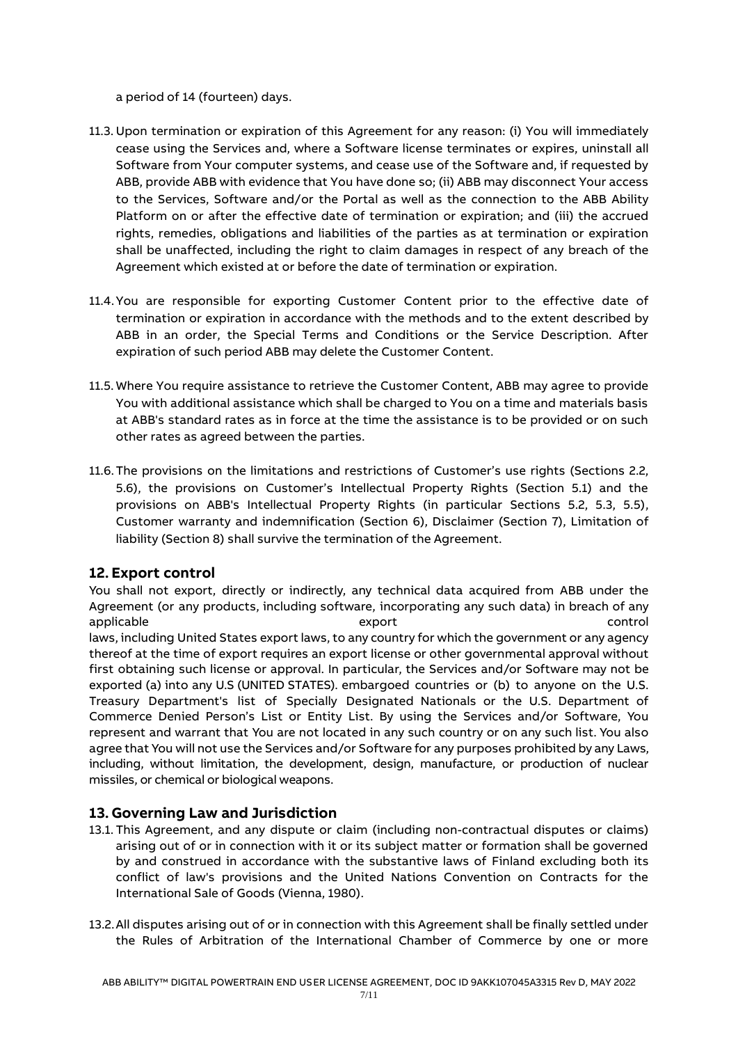a period of 14 (fourteen) days.

11.3. Upon termination or expiration of this Agreement for any reason: (i) You will immediately cease using the Services and, where a Software license terminates or expires, uninstall all Software from Your computer systems, and cease use of the Software and, if requested by ABB, provide ABB with evidence that You have done so; (ii) ABB may disconnect Your access to the Services, Software and/or the Portal as well as the connection to the ABB Ability Platform on or after the effective date of termination or expiration; and (iii) the accrued rights, remedies, obligations and liabilities of the parties as at termination or expiration shall be unaffected, including the right to claim damages in respect of any breach of the Agreement which existed at or before the date of termination or expiration.

11.4. You are responsible for exporting Customer Content prior to the effective date of termination or expiration in accordance with the methods and to the extent described by ABB in an order, the Special Terms and Conditions or the Service Description. After expiration of such period ABB may delete the Customer Content.

11.5. Where You require assistance to retrieve the Customer Content, ABB may agree to provide You with additional assistance which shall be charged to You on a time and materials basis at ABB's standard rates as in force at the time the assistance is to be provided or on such other rates as agreed between the parties.

11.6. The provisions on the limitations and restrictions of Customer's use rights (Sections 2.2, 5.6), the provisions on Customer's Intellectual Property Rights (Section 5.1) and the provisions on ABB's Intellectual Property Rights (in particular Sections 5.2, 5.3, 5.5), Customer warranty and indemnification (Section 6), Disclaimer (Section 7), Limitation of liability (Section 8) shall survive the termination of the Agreement.

## 12. Export control

You shall not export, directly or indirectly, any technical data acquired from ABB under the Agreement (or any products, including software, incorporating any such data) in breach of any applicable export control laws, including United States export laws, to any country for which the government or any agency thereof at the time of export requires an export license or other governmental approval without first obtaining such license or approval. In particular, the Services and/or Software may not be exported (a) into any U.S (UNITED STATES). embargoed countries or (b) to anyone on the U.S. Treasury Department's list of Specially Designated Nationals or the U.S. Department of Commerce Denied Person's List or Entity List. By using the Services and/or Software, You represent and warrant that You are not located in any such country or on any such list. You also agree that You will not use the Services and/or Software for any purposes prohibited by any Laws, including, without limitation, the development, design, manufacture, or production of nuclear missiles, or chemical or biological weapons.

## 13. Governing Law and Jurisdiction

13.1. This Agreement, and any dispute or claim (including non-contractual disputes or claims) arising out of or in connection with it or its subject matter or formation shall be governed by and construed in accordance with the substantive laws of Finland excluding both its conflict of law's provisions and the United Nations Convention on Contracts for the International Sale of Goods (Vienna, 1980).

13.2. All disputes arising out of or in connection with this Agreement shall be finally settled under the Rules of Arbitration of the International Chamber of Commerce by one or more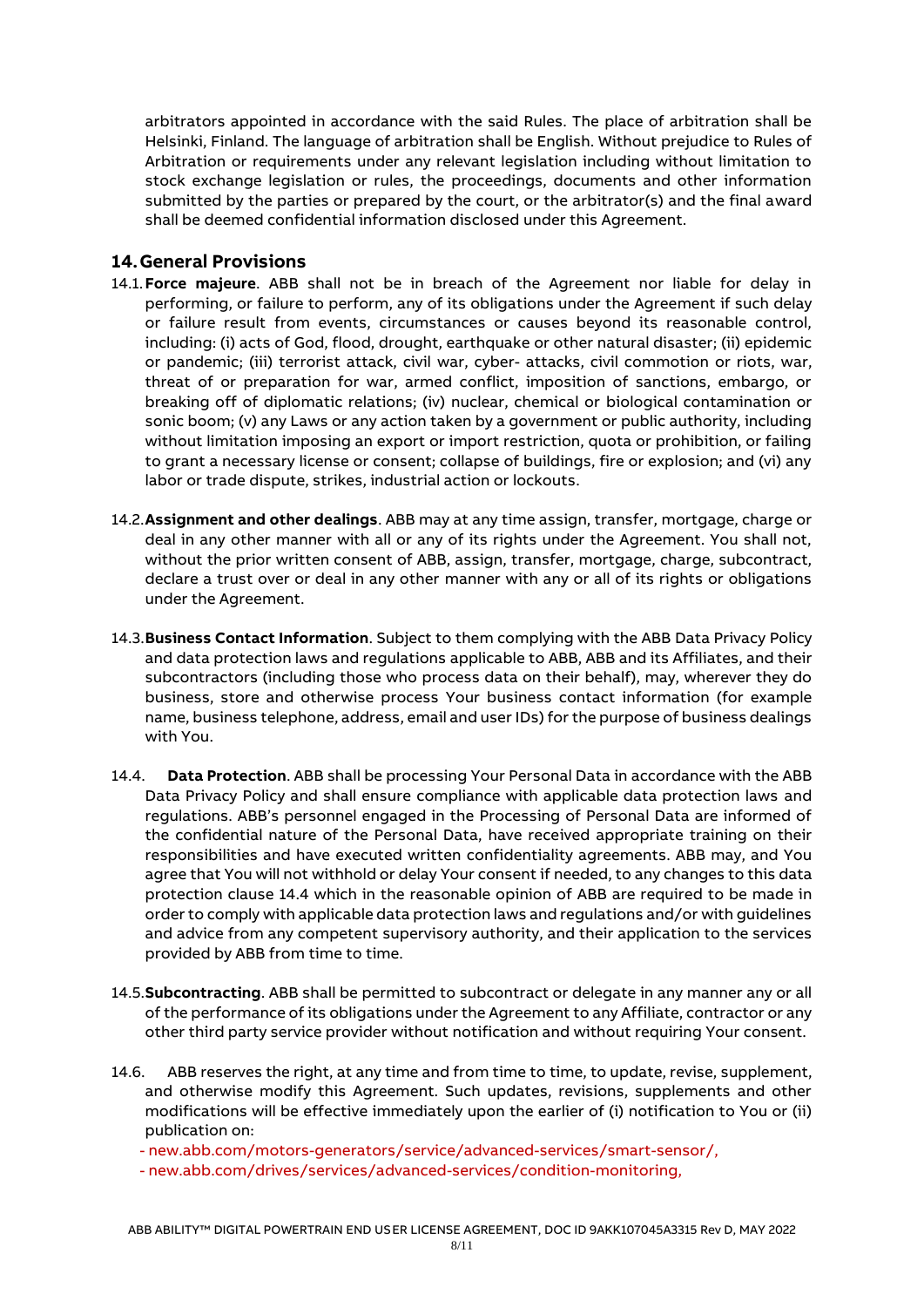arbitrators appointed in accordance with the said Rules. The place of arbitration shall be Helsinki, Finland. The language of arbitration shall be English. Without prejudice to Rules of Arbitration or requirements under any relevant legislation including without limitation to stock exchange legislation or rules, the proceedings, documents and other information submitted by the parties or prepared by the court, or the arbitrator(s) and the final award shall be deemed confidential information disclosed under this Agreement.

## 14. General Provisions

14.1. **Force majeure**. ABB shall not be in breach of the Agreement nor liable for delay in performing, or failure to perform, any of its obligations under the Agreement if such delay or failure result from events, circumstances or causes beyond its reasonable control, including: (i) acts of God, flood, drought, earthquake or other natural disaster; (ii) epidemic or pandemic; (iii) terrorist attack, civil war, cyber- attacks, civil commotion or riots, war, threat of or preparation for war, armed conflict, imposition of sanctions, embargo, or breaking off of diplomatic relations; (iv) nuclear, chemical or biological contamination or sonic boom; (v) any Laws or any action taken by a government or public authority, including without limitation imposing an export or import restriction, quota or prohibition, or failing to grant a necessary license or consent; collapse of buildings, fire or explosion; and (vi) any labor or trade dispute, strikes, industrial action or lockouts.

14.2. **Assignment and other dealings**. ABB may at any time assign, transfer, mortgage, charge or deal in any other manner with all or any of its rights under the Agreement. You shall not, without the prior written consent of ABB, assign, transfer, mortgage, charge, subcontract, declare a trust over or deal in any other manner with any or all of its rights or obligations under the Agreement.

14.3. **Business Contact Information**. Subject to them complying with the ABB Data Privacy Policy and data protection laws and regulations applicable to ABB, ABB and its Affiliates, and their subcontractors (including those who process data on their behalf), may, wherever they do business, store and otherwise process Your business contact information (for example name, business telephone, address, email and user IDs) for the purpose of business dealings with You.

14.4. **Data Protection**. ABB shall be processing Your Personal Data in accordance with the ABB Data Privacy Policy and shall ensure compliance with applicable data protection laws and regulations. ABB's personnel engaged in the Processing of Personal Data are informed of the confidential nature of the Personal Data, have received appropriate training on their responsibilities and have executed written confidentiality agreements. ABB may, and You agree that You will not withhold or delay Your consent if needed, to any changes to this data protection clause 14.4 which in the reasonable opinion of ABB are required to be made in order to comply with applicable data protection laws and regulations and/or with guidelines and advice from any competent supervisory authority, and their application to the services provided by ABB from time to time.

14.5. **Subcontracting**. ABB shall be permitted to subcontract or delegate in any manner any or all of the performance of its obligations under the Agreement to any Affiliate, contractor or any other third party service provider without notification and without requiring Your consent.

14.6. ABB reserves the right, at any time and from time to time, to update, revise, supplement, and otherwise modify this Agreement. Such updates, revisions, supplements and other modifications will be effective immediately upon the earlier of (i) notification to You or (ii) publication on:

- new.abb.com/motors-generators/service/advanced-services/smart-sensor/,
- new.abb.com/drives/services/advanced-services/condition-monitoring,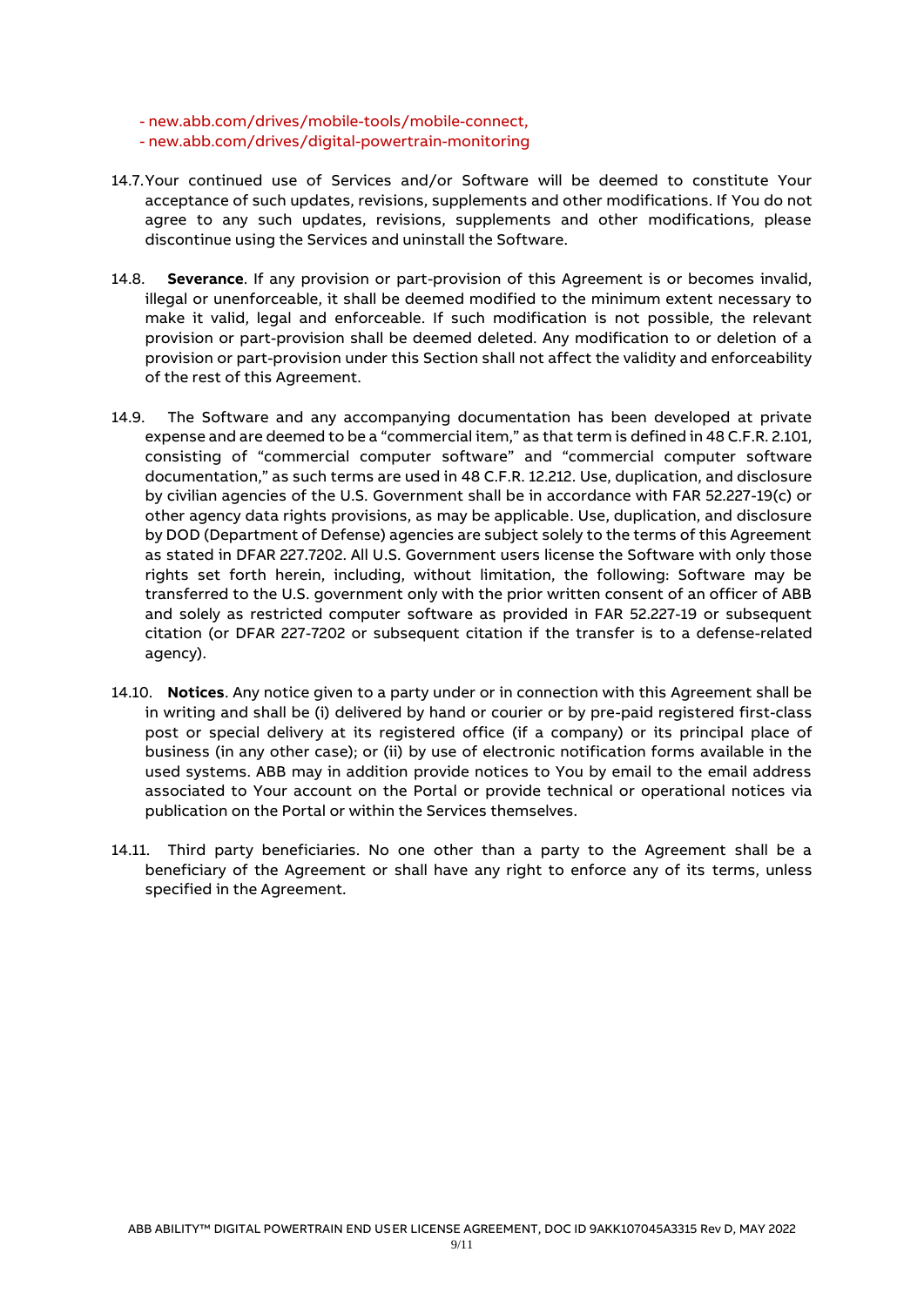- new.abb.com/drives/mobile-tools/mobile-connect,
- new.abb.com/drives/digital-powertrain-monitoring

14.7. Your continued use of Services and/or Software will be deemed to constitute Your acceptance of such updates, revisions, supplements and other modifications. If You do not agree to any such updates, revisions, supplements and other modifications, please discontinue using the Services and uninstall the Software.

14.8. **Severance**. If any provision or part-provision of this Agreement is or becomes invalid, illegal or unenforceable, it shall be deemed modified to the minimum extent necessary to make it valid, legal and enforceable. If such modification is not possible, the relevant provision or part-provision shall be deemed deleted. Any modification to or deletion of a provision or part-provision under this Section shall not affect the validity and enforceability of the rest of this Agreement.

14.9. The Software and any accompanying documentation has been developed at private expense and are deemed to be a "commercial item," as that term is defined in 48 C.F.R. 2.101, consisting of "commercial computer software" and "commercial computer software documentation," as such terms are used in 48 C.F.R. 12.212. Use, duplication, and disclosure by civilian agencies of the U.S. Government shall be in accordance with FAR 52.227-19(c) or other agency data rights provisions, as may be applicable. Use, duplication, and disclosure by DOD (Department of Defense) agencies are subject solely to the terms of this Agreement as stated in DFAR 227.7202. All U.S. Government users license the Software with only those rights set forth herein, including, without limitation, the following: Software may be transferred to the U.S. government only with the prior written consent of an officer of ABB and solely as restricted computer software as provided in FAR 52.227-19 or subsequent citation (or DFAR 227-7202 or subsequent citation if the transfer is to a defense-related agency).

14.10. **Notices**. Any notice given to a party under or in connection with this Agreement shall be in writing and shall be (i) delivered by hand or courier or by pre-paid registered first-class post or special delivery at its registered office (if a company) or its principal place of business (in any other case); or (ii) by use of electronic notification forms available in the used systems. ABB may in addition provide notices to You by email to the email address associated to Your account on the Portal or provide technical or operational notices via publication on the Portal or within the Services themselves.

14.11. Third party beneficiaries. No one other than a party to the Agreement shall be a beneficiary of the Agreement or shall have any right to enforce any of its terms, unless specified in the Agreement.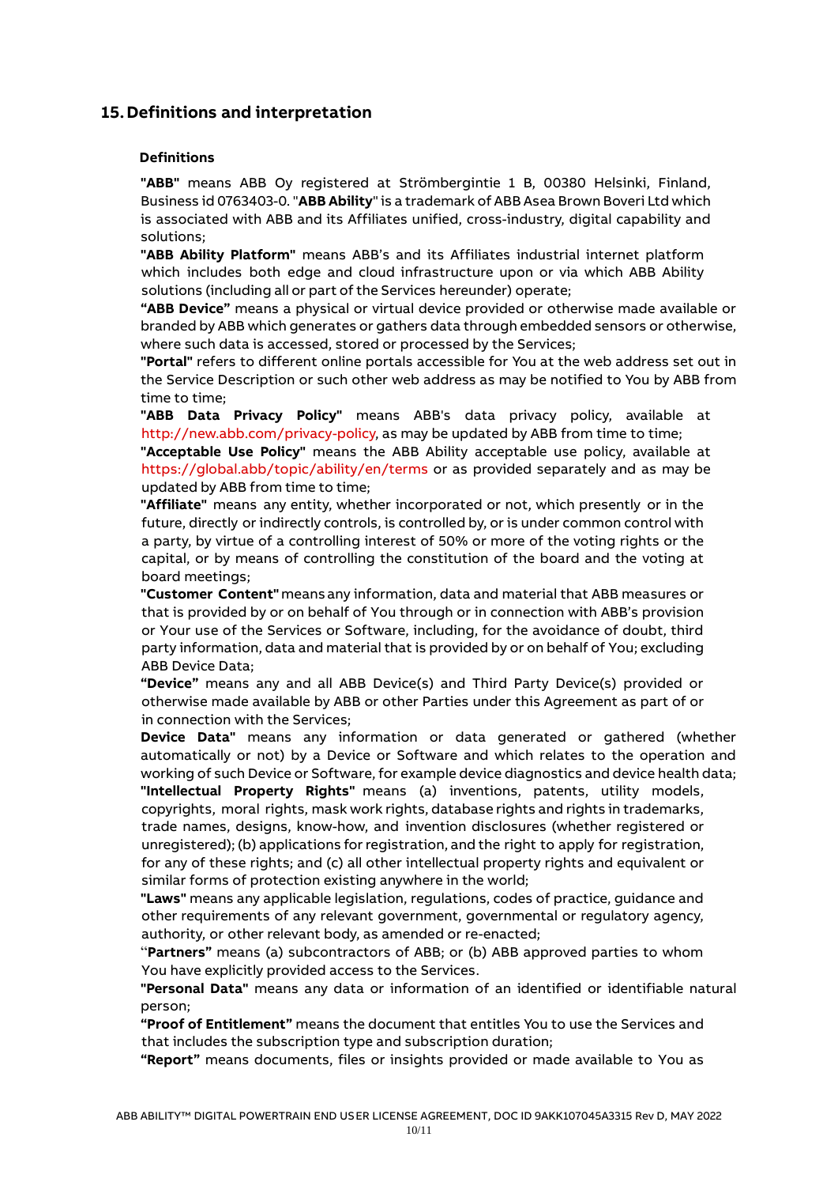## 15. Definitions and interpretation

### Definitions

**"ABB"** means ABB Oy registered at Strömbergintie 1 B, 00380 Helsinki, Finland, Business id 0763403-0. "**ABB Ability**" is a trademark of ABB Asea Brown Boveri Ltd which is associated with ABB and its Affiliates unified, cross-industry, digital capability and solutions;

**"ABB Ability Platform"** means ABB's and its Affiliates industrial internet platform which includes both edge and cloud infrastructure upon or via which ABB Ability solutions (including all or part of the Services hereunder) operate;

**"ABB Device"** means a physical or virtual device provided or otherwise made available or branded by ABB which generates or gathers data through embedded sensors or otherwise, where such data is accessed, stored or processed by the Services;

**"Portal"** refers to different online portals accessible for You at the web address set out in the Service Description or such other web address as may be notified to You by ABB from time to time;

**"ABB Data Privacy Policy"** means ABB's data privacy policy, available at http://new.abb.com/privacy-policy, as may be updated by ABB from time to time;

**"Acceptable Use Policy"** means the ABB Ability acceptable use policy, available at https://global.abb/topic/ability/en/terms or as provided separately and as may be updated by ABB from time to time;

**"Affiliate"** means any entity, whether incorporated or not, which presently or in the future, directly or indirectly controls, is controlled by, or is under common control with a party, by virtue of a controlling interest of 50% or more of the voting rights or the capital, or by means of controlling the constitution of the board and the voting at board meetings;

**"Customer Content"** means any information, data and material that ABB measures or that is provided by or on behalf of You through or in connection with ABB's provision or Your use of the Services or Software, including, for the avoidance of doubt, third party information, data and material that is provided by or on behalf of You; excluding ABB Device Data;

**"Device"** means any and all ABB Device(s) and Third Party Device(s) provided or otherwise made available by ABB or other Parties under this Agreement as part of or in connection with the Services;

**Device Data"** means any information or data generated or gathered (whether automatically or not) by a Device or Software and which relates to the operation and working of such Device or Software, for example device diagnostics and device health data;

**"Intellectual Property Rights"** means (a) inventions, patents, utility models, copyrights, moral rights, mask work rights, database rights and rights in trademarks, trade names, designs, know-how, and invention disclosures (whether registered or unregistered); (b) applications for registration, and the right to apply for registration, for any of these rights; and (c) all other intellectual property rights and equivalent or similar forms of protection existing anywhere in the world;

**"Laws"** means any applicable legislation, regulations, codes of practice, guidance and other requirements of any relevant government, governmental or regulatory agency, authority, or other relevant body, as amended or re-enacted;

"**Partners"** means (a) subcontractors of ABB; or (b) ABB approved parties to whom You have explicitly provided access to the Services.

**"Personal Data"** means any data or information of an identified or identifiable natural person;

**"Proof of Entitlement"** means the document that entitles You to use the Services and that includes the subscription type and subscription duration;

**"Report"** means documents, files or insights provided or made available to You as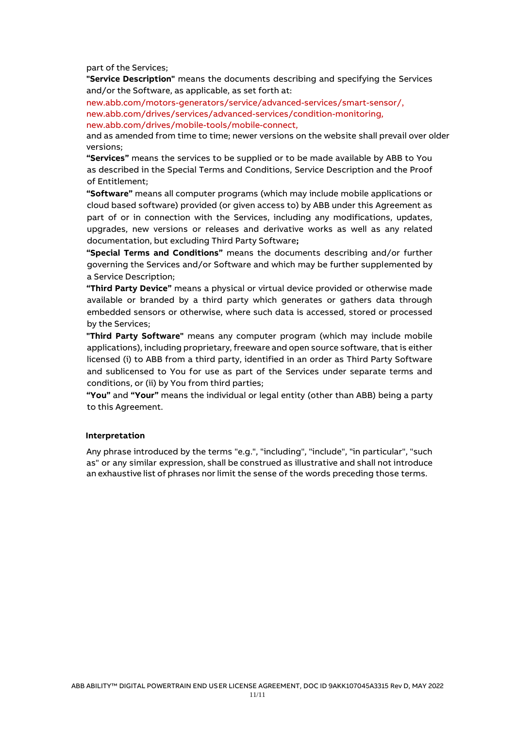part of the Services;

**"Service Description"** means the documents describing and specifying the Services and/or the Software, as applicable, as set forth at:

new.abb.com/motors-generators/service/advanced-services/smart-sensor/,
new.abb.com/drives/services/advanced-services/condition-monitoring,
new.abb.com/drives/mobile-tools/mobile-connect,

and as amended from time to time; newer versions on the website shall prevail over older versions;

**"Services"** means the services to be supplied or to be made available by ABB to You as described in the Special Terms and Conditions, Service Description and the Proof of Entitlement;

**"Software"** means all computer programs (which may include mobile applications or cloud based software) provided (or given access to) by ABB under this Agreement as part of or in connection with the Services, including any modifications, updates, upgrades, new versions or releases and derivative works as well as any related documentation, but excluding Third Party Software**;**

**"Special Terms and Conditions"** means the documents describing and/or further governing the Services and/or Software and which may be further supplemented by a Service Description;

**"Third Party Device"** means a physical or virtual device provided or otherwise made available or branded by a third party which generates or gathers data through embedded sensors or otherwise, where such data is accessed, stored or processed by the Services;

**"Third Party Software"** means any computer program (which may include mobile applications), including proprietary, freeware and open source software, that is either licensed (i) to ABB from a third party, identified in an order as Third Party Software and sublicensed to You for use as part of the Services under separate terms and conditions, or (ii) by You from third parties;

**"You"** and **"Your"** means the individual or legal entity (other than ABB) being a party to this Agreement.

**Interpretation**

Any phrase introduced by the terms "e.g.", "including", "include", "in particular", "such as" or any similar expression, shall be construed as illustrative and shall not introduce an exhaustive list of phrases nor limit the sense of the words preceding those terms.